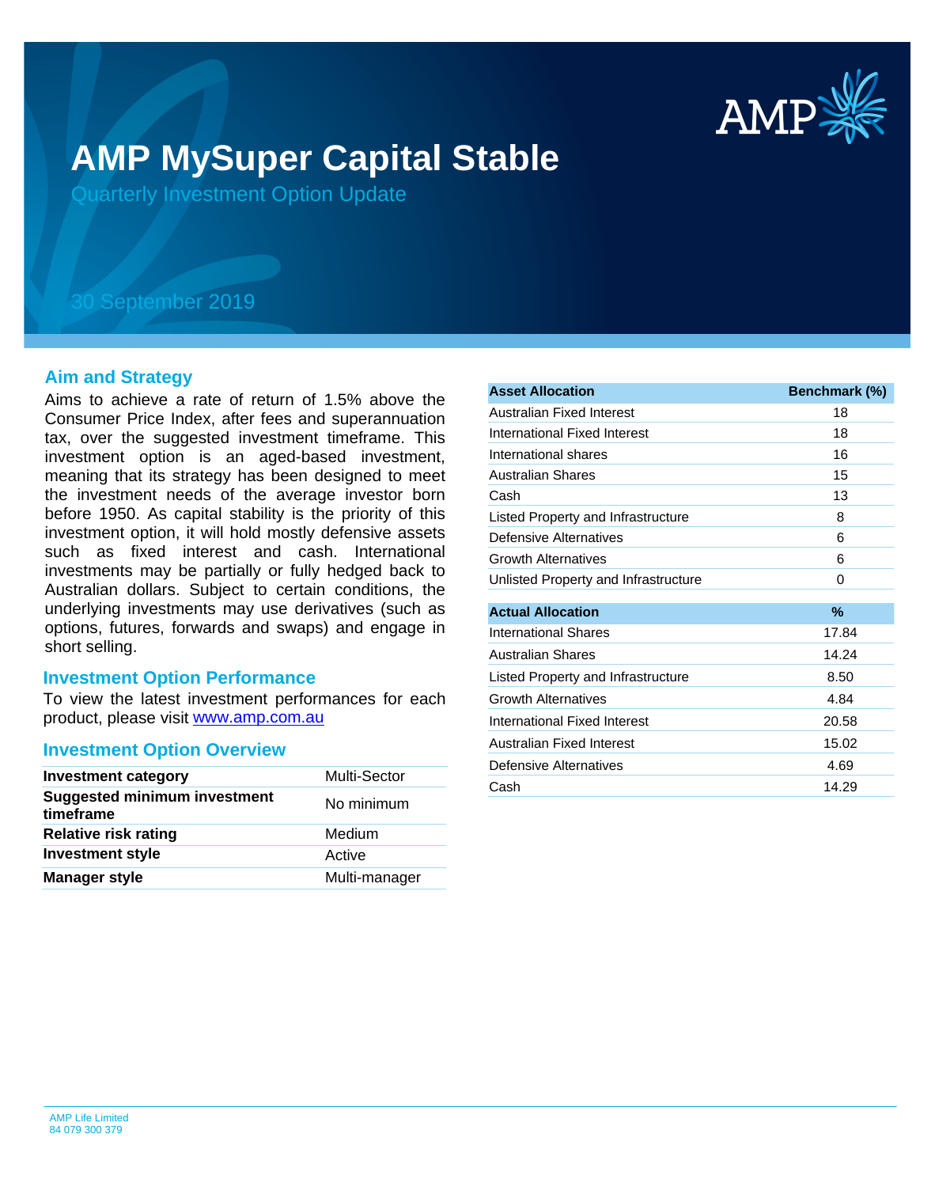# AMP MySuper Capital Stable

Quarterly Investment Option Update

30 September 2019

## Aim and Strategy

Aims to achieve a rate of return of 1.5% above the Consumer Price Index, after fees and superannuation tax, over the suggested investment timeframe. This investment option is an aged-based investment, meaning that its strategy has been designed to meet the investment needs of the average investor born before 1950. As capital stability is the priority of this investment option, it will hold mostly defensive assets such as fixed interest and cash. International investments may be partially or fully hedged back to Australian dollars. Subject to certain conditions, the underlying investments may use derivatives (such as options, futures, forwards and swaps) and engage in short selling.

## Investment Option Performance

To view the latest investment performances for each product, please visit [www.amp.com.au](http://www.amp.com.au)

## Investment Option Overview

| | |
|---|---|
| **Investment category** | Multi-Sector |
| **Suggested minimum investment timeframe** | No minimum |
| **Relative risk rating** | Medium |
| **Investment style** | Active |
| **Manager style** | Multi-manager |

| Asset Allocation | Benchmark (%) |
|---|---|
| Australian Fixed Interest | 18 |
| International Fixed Interest | 18 |
| International shares | 16 |
| Australian Shares | 15 |
| Cash | 13 |
| Listed Property and Infrastructure | 8 |
| Defensive Alternatives | 6 |
| Growth Alternatives | 6 |
| Unlisted Property and Infrastructure | 0 |

| Actual Allocation | % |
|---|---|
| International Shares | 17.84 |
| Australian Shares | 14.24 |
| Listed Property and Infrastructure | 8.50 |
| Growth Alternatives | 4.84 |
| International Fixed Interest | 20.58 |
| Australian Fixed Interest | 15.02 |
| Defensive Alternatives | 4.69 |
| Cash | 14.29 |

AMP Life Limited
84 079 300 379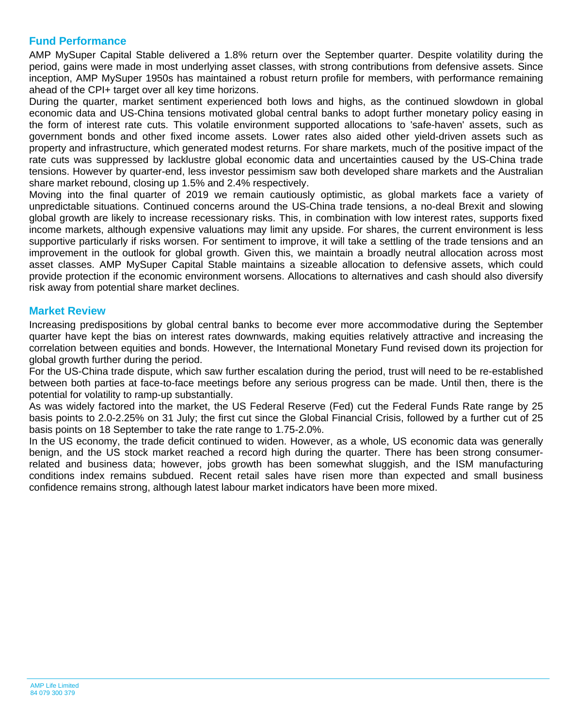## Fund Performance

AMP MySuper Capital Stable delivered a 1.8% return over the September quarter. Despite volatility during the period, gains were made in most underlying asset classes, with strong contributions from defensive assets. Since inception, AMP MySuper 1950s has maintained a robust return profile for members, with performance remaining ahead of the CPI+ target over all key time horizons.

During the quarter, market sentiment experienced both lows and highs, as the continued slowdown in global economic data and US-China tensions motivated global central banks to adopt further monetary policy easing in the form of interest rate cuts. This volatile environment supported allocations to 'safe-haven' assets, such as government bonds and other fixed income assets. Lower rates also aided other yield-driven assets such as property and infrastructure, which generated modest returns. For share markets, much of the positive impact of the rate cuts was suppressed by lacklustre global economic data and uncertainties caused by the US-China trade tensions. However by quarter-end, less investor pessimism saw both developed share markets and the Australian share market rebound, closing up 1.5% and 2.4% respectively.

Moving into the final quarter of 2019 we remain cautiously optimistic, as global markets face a variety of unpredictable situations. Continued concerns around the US-China trade tensions, a no-deal Brexit and slowing global growth are likely to increase recessionary risks. This, in combination with low interest rates, supports fixed income markets, although expensive valuations may limit any upside. For shares, the current environment is less supportive particularly if risks worsen. For sentiment to improve, it will take a settling of the trade tensions and an improvement in the outlook for global growth. Given this, we maintain a broadly neutral allocation across most asset classes. AMP MySuper Capital Stable maintains a sizeable allocation to defensive assets, which could provide protection if the economic environment worsens. Allocations to alternatives and cash should also diversify risk away from potential share market declines.

## Market Review

Increasing predispositions by global central banks to become ever more accommodative during the September quarter have kept the bias on interest rates downwards, making equities relatively attractive and increasing the correlation between equities and bonds. However, the International Monetary Fund revised down its projection for global growth further during the period.

For the US-China trade dispute, which saw further escalation during the period, trust will need to be re-established between both parties at face-to-face meetings before any serious progress can be made. Until then, there is the potential for volatility to ramp-up substantially.

As was widely factored into the market, the US Federal Reserve (Fed) cut the Federal Funds Rate range by 25 basis points to 2.0-2.25% on 31 July; the first cut since the Global Financial Crisis, followed by a further cut of 25 basis points on 18 September to take the rate range to 1.75-2.0%.

In the US economy, the trade deficit continued to widen. However, as a whole, US economic data was generally benign, and the US stock market reached a record high during the quarter. There has been strong consumer-related and business data; however, jobs growth has been somewhat sluggish, and the ISM manufacturing conditions index remains subdued. Recent retail sales have risen more than expected and small business confidence remains strong, although latest labour market indicators have been more mixed.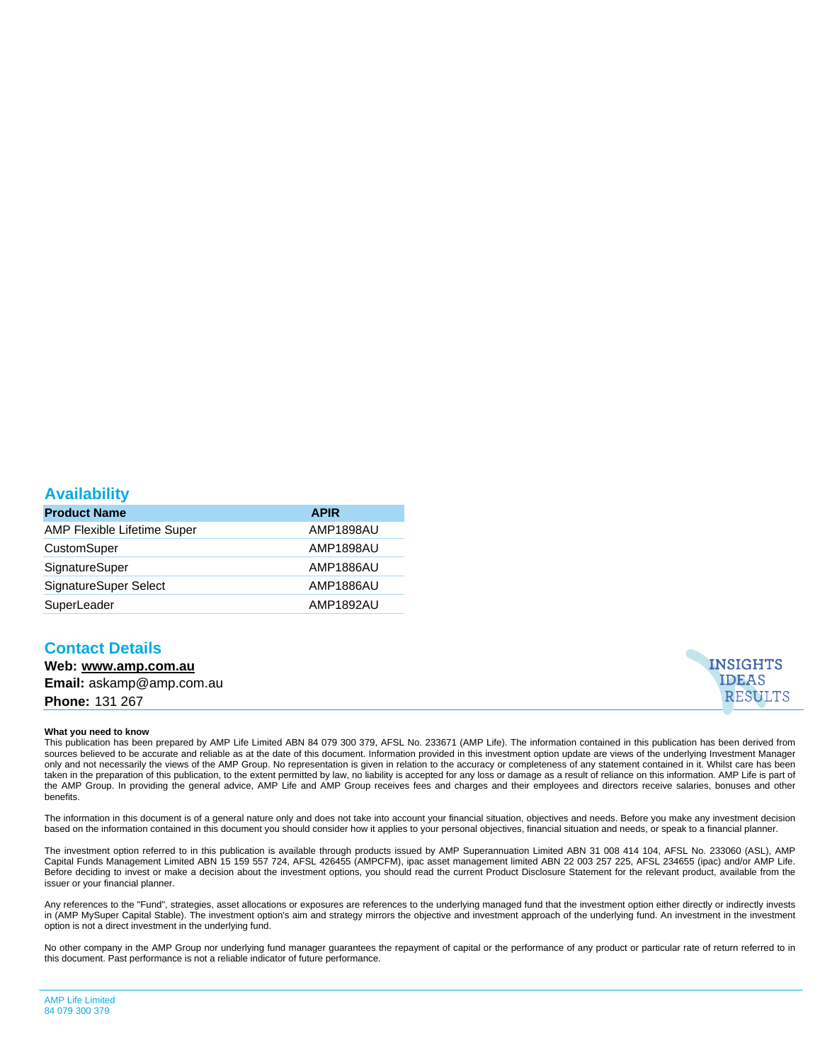## Availability

| Product Name | APIR |
|---|---|
| AMP Flexible Lifetime Super | AMP1898AU |
| CustomSuper | AMP1898AU |
| SignatureSuper | AMP1886AU |
| SignatureSuper Select | AMP1886AU |
| SuperLeader | AMP1892AU |

## Contact Details

**Web:** **www.amp.com.au**
**Email:** askamp@amp.com.au
**Phone:** 131 267

INSIGHTS
IDEAS
RESULTS

**What you need to know**

This publication has been prepared by AMP Life Limited ABN 84 079 300 379, AFSL No. 233671 (AMP Life). The information contained in this publication has been derived from sources believed to be accurate and reliable as at the date of this document. Information provided in this investment option update are views of the underlying Investment Manager only and not necessarily the views of the AMP Group. No representation is given in relation to the accuracy or completeness of any statement contained in it. Whilst care has been taken in the preparation of this publication, to the extent permitted by law, no liability is accepted for any loss or damage as a result of reliance on this information. AMP Life is part of the AMP Group. In providing the general advice, AMP Life and AMP Group receives fees and charges and their employees and directors receive salaries, bonuses and other benefits.

The information in this document is of a general nature only and does not take into account your financial situation, objectives and needs. Before you make any investment decision based on the information contained in this document you should consider how it applies to your personal objectives, financial situation and needs, or speak to a financial planner.

The investment option referred to in this publication is available through products issued by AMP Superannuation Limited ABN 31 008 414 104, AFSL No. 233060 (ASL), AMP Capital Funds Management Limited ABN 15 159 557 724, AFSL 426455 (AMPCFM), ipac asset management limited ABN 22 003 257 225, AFSL 234655 (ipac) and/or AMP Life. Before deciding to invest or make a decision about the investment options, you should read the current Product Disclosure Statement for the relevant product, available from the issuer or your financial planner.

Any references to the "Fund", strategies, asset allocations or exposures are references to the underlying managed fund that the investment option either directly or indirectly invests in (AMP MySuper Capital Stable). The investment option's aim and strategy mirrors the objective and investment approach of the underlying fund. An investment in the investment option is not a direct investment in the underlying fund.

No other company in the AMP Group nor underlying fund manager guarantees the repayment of capital or the performance of any product or particular rate of return referred to in this document. Past performance is not a reliable indicator of future performance.

AMP Life Limited
84 079 300 379